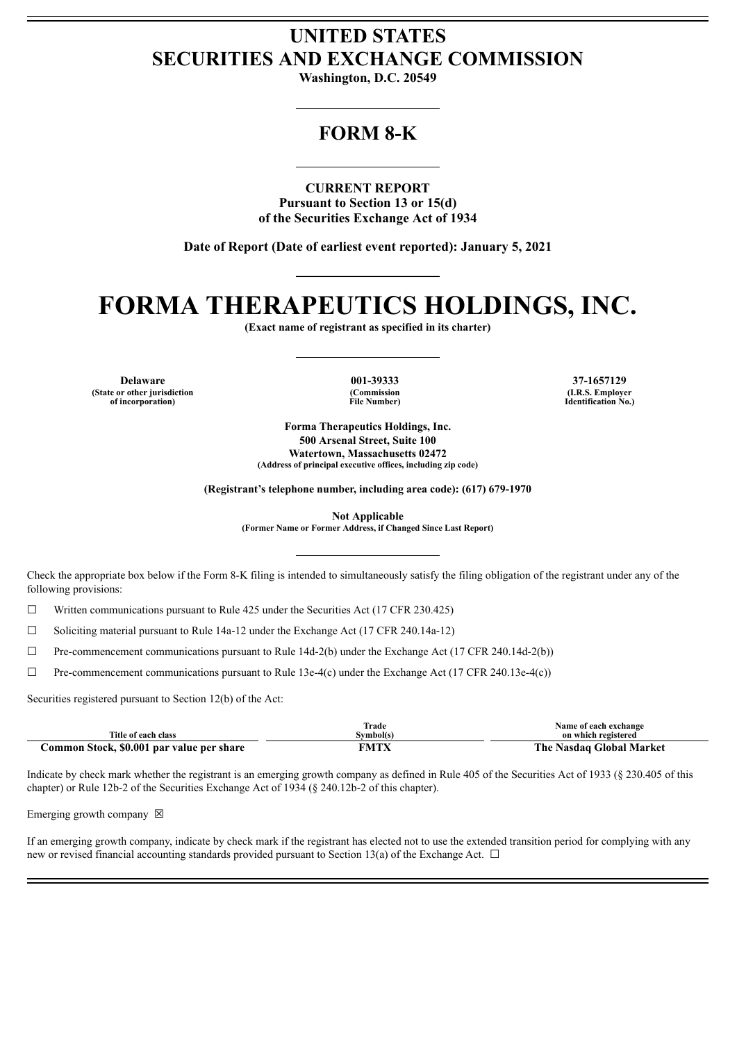# UNITED STATES
# SECURITIES AND EXCHANGE COMMISSION

**Washington, D.C. 20549**

## FORM 8-K

**CURRENT REPORT**
**Pursuant to Section 13 or 15(d)**
**of the Securities Exchange Act of 1934**

**Date of Report (Date of earliest event reported): January 5, 2021**

# FORMA THERAPEUTICS HOLDINGS, INC.

**(Exact name of registrant as specified in its charter)**

| Delaware | 001-39333 | 37-1657129 |
|---|---|---|
| (State or other jurisdiction of incorporation) | (Commission File Number) | (I.R.S. Employer Identification No.) |

**Forma Therapeutics Holdings, Inc.**
**500 Arsenal Street, Suite 100**
**Watertown, Massachusetts 02472**
**(Address of principal executive offices, including zip code)**

**(Registrant's telephone number, including area code): (617) 679-1970**

**Not Applicable**
**(Former Name or Former Address, if Changed Since Last Report)**

Check the appropriate box below if the Form 8-K filing is intended to simultaneously satisfy the filing obligation of the registrant under any of the following provisions:

☐ Written communications pursuant to Rule 425 under the Securities Act (17 CFR 230.425)

☐ Soliciting material pursuant to Rule 14a-12 under the Exchange Act (17 CFR 240.14a-12)

☐ Pre-commencement communications pursuant to Rule 14d-2(b) under the Exchange Act (17 CFR 240.14d-2(b))

☐ Pre-commencement communications pursuant to Rule 13e-4(c) under the Exchange Act (17 CFR 240.13e-4(c))

Securities registered pursuant to Section 12(b) of the Act:

| Title of each class | Trade Symbol(s) | Name of each exchange on which registered |
|---|---|---|
| **Common Stock, $0.001 par value per share** | **FMTX** | **The Nasdaq Global Market** |

Indicate by check mark whether the registrant is an emerging growth company as defined in Rule 405 of the Securities Act of 1933 (§ 230.405 of this chapter) or Rule 12b-2 of the Securities Exchange Act of 1934 (§ 240.12b-2 of this chapter).

Emerging growth company ☒

If an emerging growth company, indicate by check mark if the registrant has elected not to use the extended transition period for complying with any new or revised financial accounting standards provided pursuant to Section 13(a) of the Exchange Act. ☐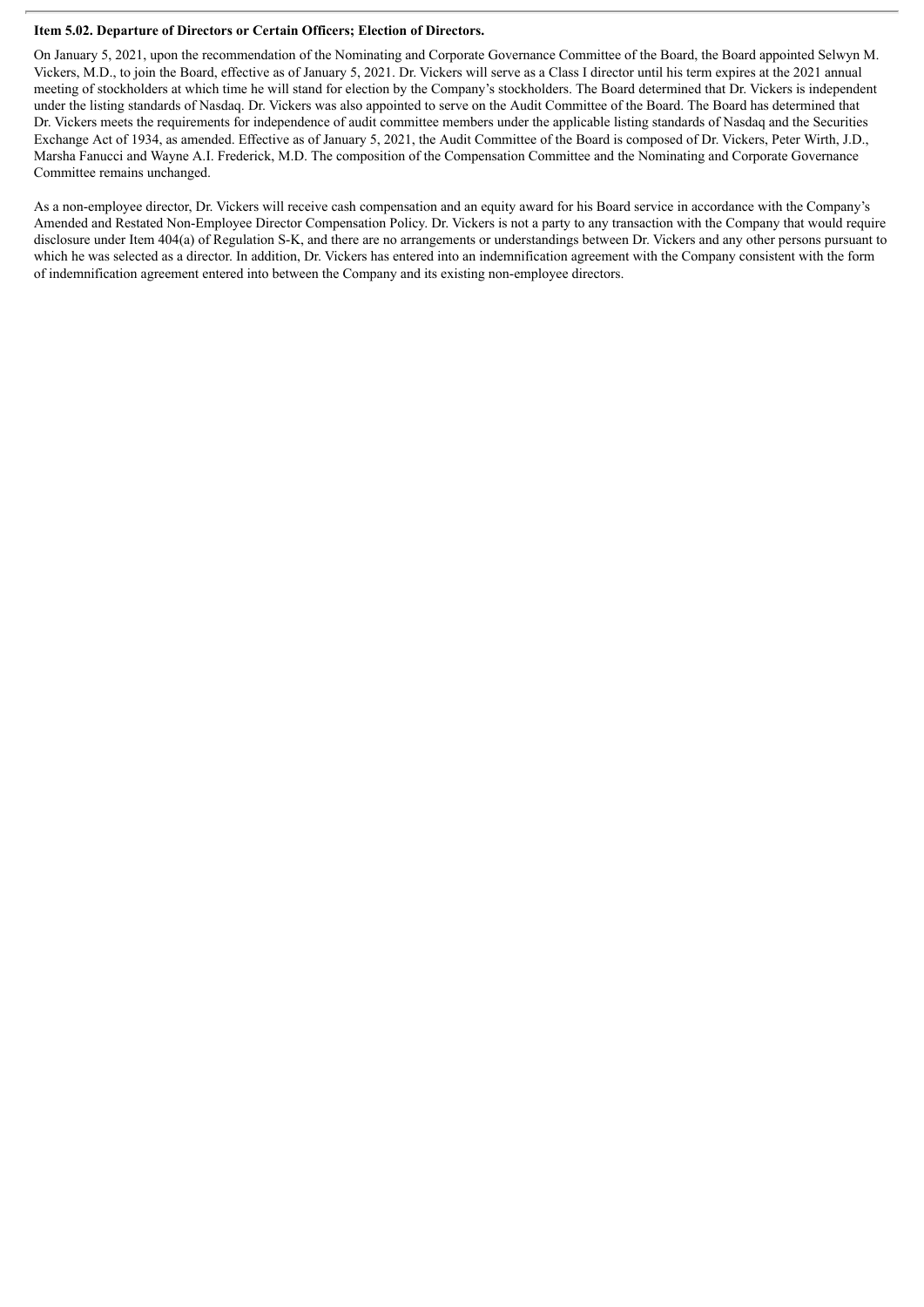**Item 5.02. Departure of Directors or Certain Officers; Election of Directors.**

On January 5, 2021, upon the recommendation of the Nominating and Corporate Governance Committee of the Board, the Board appointed Selwyn M. Vickers, M.D., to join the Board, effective as of January 5, 2021. Dr. Vickers will serve as a Class I director until his term expires at the 2021 annual meeting of stockholders at which time he will stand for election by the Company's stockholders. The Board determined that Dr. Vickers is independent under the listing standards of Nasdaq. Dr. Vickers was also appointed to serve on the Audit Committee of the Board. The Board has determined that Dr. Vickers meets the requirements for independence of audit committee members under the applicable listing standards of Nasdaq and the Securities Exchange Act of 1934, as amended. Effective as of January 5, 2021, the Audit Committee of the Board is composed of Dr. Vickers, Peter Wirth, J.D., Marsha Fanucci and Wayne A.I. Frederick, M.D. The composition of the Compensation Committee and the Nominating and Corporate Governance Committee remains unchanged.

As a non-employee director, Dr. Vickers will receive cash compensation and an equity award for his Board service in accordance with the Company's Amended and Restated Non-Employee Director Compensation Policy. Dr. Vickers is not a party to any transaction with the Company that would require disclosure under Item 404(a) of Regulation S-K, and there are no arrangements or understandings between Dr. Vickers and any other persons pursuant to which he was selected as a director. In addition, Dr. Vickers has entered into an indemnification agreement with the Company consistent with the form of indemnification agreement entered into between the Company and its existing non-employee directors.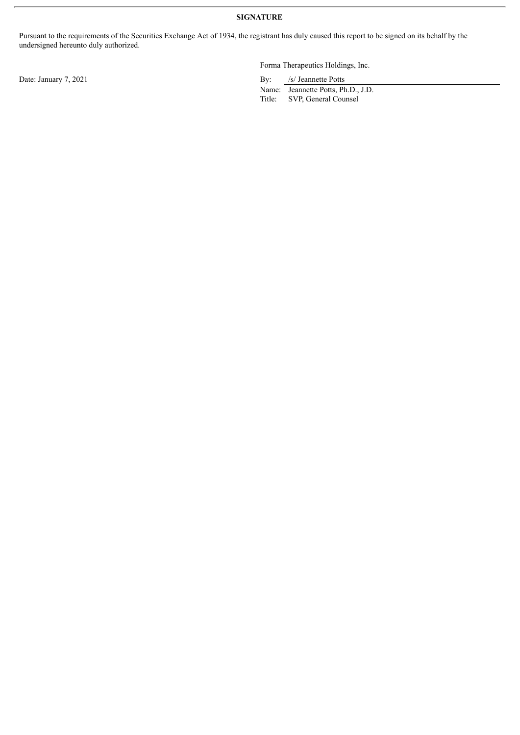**SIGNATURE**

Pursuant to the requirements of the Securities Exchange Act of 1934, the registrant has duly caused this report to be signed on its behalf by the undersigned hereunto duly authorized.

| | | |
|---|---|---|
| | | Forma Therapeutics Holdings, Inc. |
| Date: January 7, 2021 | By: | /s/ Jeannette Potts |
| | Name: | Jeannette Potts, Ph.D., J.D. |
| | Title: | SVP, General Counsel |